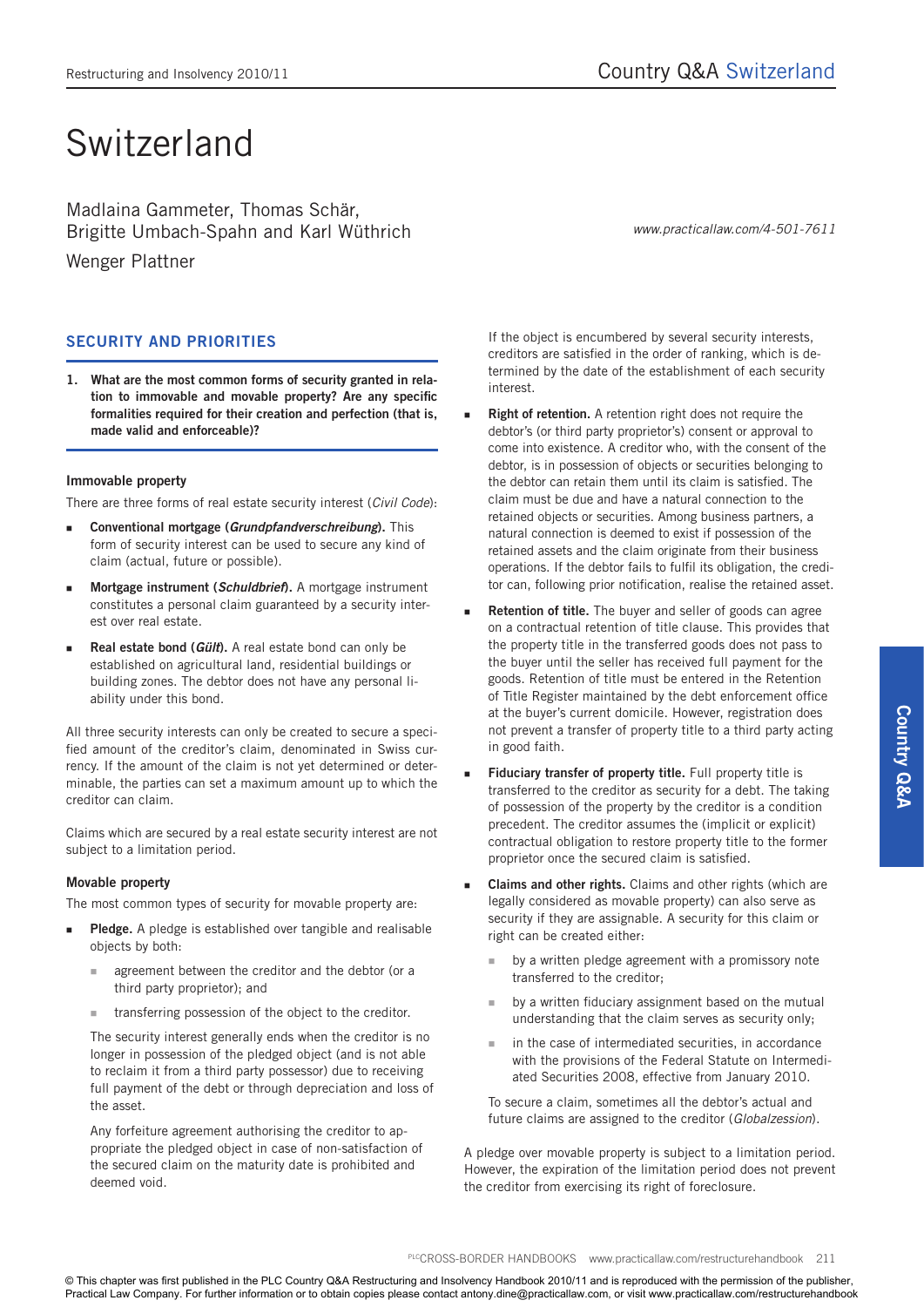# Switzerland

Madlaina Gammeter, Thomas Schär, Brigitte Umbach-Spahn and Karl Wüthrich

Wenger Plattner

*www.practicallaw.com/4-501-7611*

## SECURITY AND PRIORITIES

**1. What are the most common forms of security granted in relation to immovable and movable property? Are any specific formalities required for their creation and perfection (that is, made valid and enforceable)?**

### Immovable property

There are three forms of real estate security interest (*Civil Code*):

- **Conventional mortgage (*Grundpfandverschreibung*).** This form of security interest can be used to secure any kind of claim (actual, future or possible).
- **Mortgage instrument (*Schuldbrief*).** A mortgage instrument constitutes a personal claim guaranteed by a security interest over real estate.
- **Real estate bond (*Gült*).** A real estate bond can only be established on agricultural land, residential buildings or building zones. The debtor does not have any personal liability under this bond.

All three security interests can only be created to secure a specified amount of the creditor's claim, denominated in Swiss currency. If the amount of the claim is not yet determined or determinable, the parties can set a maximum amount up to which the creditor can claim.

Claims which are secured by a real estate security interest are not subject to a limitation period.

### Movable property

The most common types of security for movable property are:

- **Pledge.** A pledge is established over tangible and realisable objects by both:
  - agreement between the creditor and the debtor (or a third party proprietor); and
  - transferring possession of the object to the creditor.

  The security interest generally ends when the creditor is no longer in possession of the pledged object (and is not able to reclaim it from a third party possessor) due to receiving full payment of the debt or through depreciation and loss of the asset.

  Any forfeiture agreement authorising the creditor to appropriate the pledged object in case of non-satisfaction of the secured claim on the maturity date is prohibited and deemed void.

  If the object is encumbered by several security interests, creditors are satisfied in the order of ranking, which is determined by the date of the establishment of each security interest.

- **Right of retention.** A retention right does not require the debtor's (or third party proprietor's) consent or approval to come into existence. A creditor who, with the consent of the debtor, is in possession of objects or securities belonging to the debtor can retain them until its claim is satisfied. The claim must be due and have a natural connection to the retained objects or securities. Among business partners, a natural connection is deemed to exist if possession of the retained assets and the claim originate from their business operations. If the debtor fails to fulfil its obligation, the creditor can, following prior notification, realise the retained asset.
- **Retention of title.** The buyer and seller of goods can agree on a contractual retention of title clause. This provides that the property title in the transferred goods does not pass to the buyer until the seller has received full payment for the goods. Retention of title must be entered in the Retention of Title Register maintained by the debt enforcement office at the buyer's current domicile. However, registration does not prevent a transfer of property title to a third party acting in good faith.
- **Fiduciary transfer of property title.** Full property title is transferred to the creditor as security for a debt. The taking of possession of the property by the creditor is a condition precedent. The creditor assumes the (implicit or explicit) contractual obligation to restore property title to the former proprietor once the secured claim is satisfied.
- **Claims and other rights.** Claims and other rights (which are legally considered as movable property) can also serve as security if they are assignable. A security for this claim or right can be created either:
  - by a written pledge agreement with a promissory note transferred to the creditor;
  - by a written fiduciary assignment based on the mutual understanding that the claim serves as security only;
  - in the case of intermediated securities, in accordance with the provisions of the Federal Statute on Intermediated Securities 2008, effective from January 2010.

  To secure a claim, sometimes all the debtor's actual and future claims are assigned to the creditor (*Globalzession*).

A pledge over movable property is subject to a limitation period. However, the expiration of the limitation period does not prevent the creditor from exercising its right of foreclosure.

© This chapter was first published in the PLC Country Q&A Restructuring and Insolvency Handbook 2010/11 and is reproduced with the permission of the publisher, Practical Law Company. For further information or to obtain copies please contact antony.dine@practicallaw.com, or visit www.practicallaw.com/restructurehandbook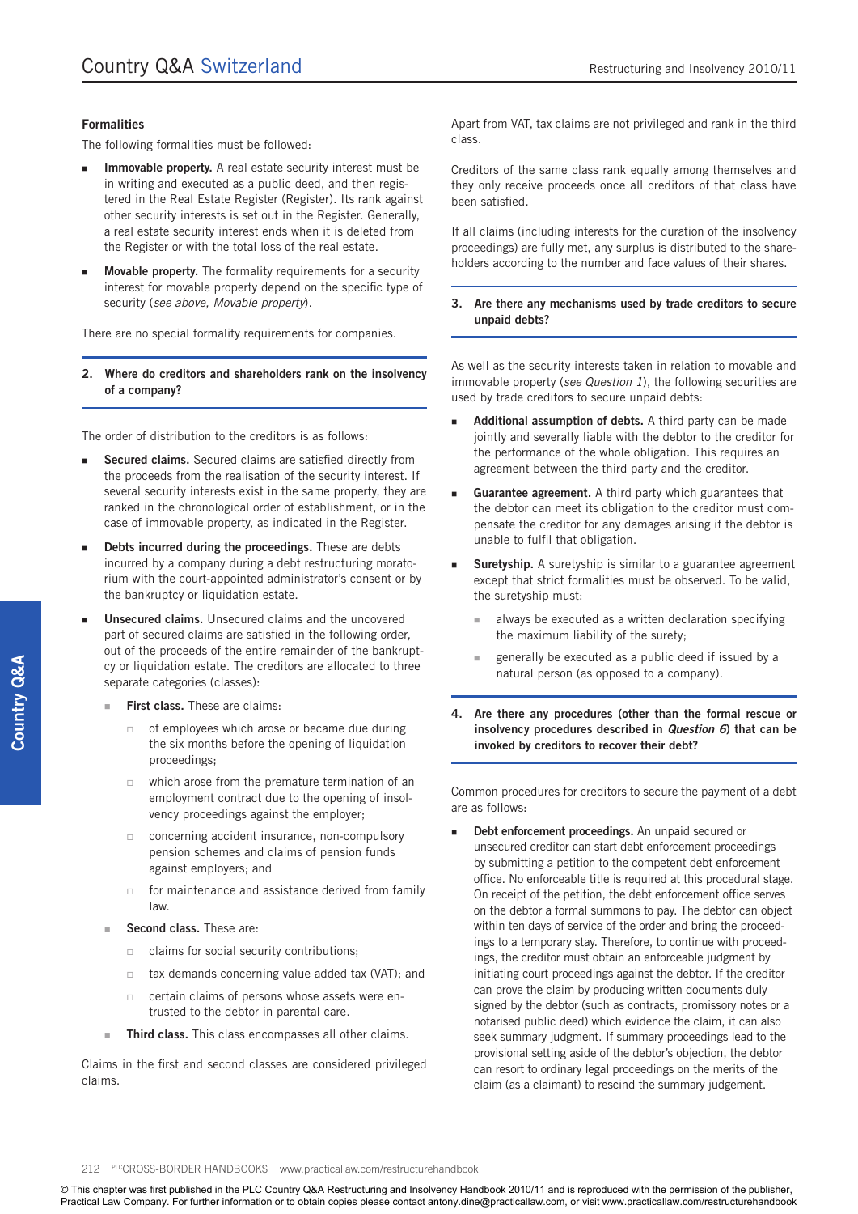### Formalities

The following formalities must be followed:

- **Immovable property.** A real estate security interest must be in writing and executed as a public deed, and then registered in the Real Estate Register (Register). Its rank against other security interests is set out in the Register. Generally, a real estate security interest ends when it is deleted from the Register or with the total loss of the real estate.
- **Movable property.** The formality requirements for a security interest for movable property depend on the specific type of security (*see above, Movable property*).

There are no special formality requirements for companies.

## 2. Where do creditors and shareholders rank on the insolvency of a company?

The order of distribution to the creditors is as follows:

- **Secured claims.** Secured claims are satisfied directly from the proceeds from the realisation of the security interest. If several security interests exist in the same property, they are ranked in the chronological order of establishment, or in the case of immovable property, as indicated in the Register.
- **Debts incurred during the proceedings.** These are debts incurred by a company during a debt restructuring moratorium with the court-appointed administrator's consent or by the bankruptcy or liquidation estate.
- **Unsecured claims.** Unsecured claims and the uncovered part of secured claims are satisfied in the following order, out of the proceeds of the entire remainder of the bankruptcy or liquidation estate. The creditors are allocated to three separate categories (classes):
  - **First class.** These are claims:
    - of employees which arose or became due during the six months before the opening of liquidation proceedings;
    - which arose from the premature termination of an employment contract due to the opening of insolvency proceedings against the employer;
    - concerning accident insurance, non-compulsory pension schemes and claims of pension funds against employers; and
    - for maintenance and assistance derived from family law.
  - **Second class.** These are:
    - claims for social security contributions;
    - tax demands concerning value added tax (VAT); and
    - certain claims of persons whose assets were entrusted to the debtor in parental care.
  - **Third class.** This class encompasses all other claims.

Claims in the first and second classes are considered privileged claims.

Apart from VAT, tax claims are not privileged and rank in the third class.

Creditors of the same class rank equally among themselves and they only receive proceeds once all creditors of that class have been satisfied.

If all claims (including interests for the duration of the insolvency proceedings) are fully met, any surplus is distributed to the shareholders according to the number and face values of their shares.

## 3. Are there any mechanisms used by trade creditors to secure unpaid debts?

As well as the security interests taken in relation to movable and immovable property (*see Question 1*), the following securities are used by trade creditors to secure unpaid debts:

- **Additional assumption of debts.** A third party can be made jointly and severally liable with the debtor to the creditor for the performance of the whole obligation. This requires an agreement between the third party and the creditor.
- **Guarantee agreement.** A third party which guarantees that the debtor can meet its obligation to the creditor must compensate the creditor for any damages arising if the debtor is unable to fulfil that obligation.
- **Suretyship.** A suretyship is similar to a guarantee agreement except that strict formalities must be observed. To be valid, the suretyship must:
  - always be executed as a written declaration specifying the maximum liability of the surety;
  - generally be executed as a public deed if issued by a natural person (as opposed to a company).

## 4. Are there any procedures (other than the formal rescue or insolvency procedures described in *Question 6*) that can be invoked by creditors to recover their debt?

Common procedures for creditors to secure the payment of a debt are as follows:

- **Debt enforcement proceedings.** An unpaid secured or unsecured creditor can start debt enforcement proceedings by submitting a petition to the competent debt enforcement office. No enforceable title is required at this procedural stage. On receipt of the petition, the debt enforcement office serves on the debtor a formal summons to pay. The debtor can object within ten days of service of the order and bring the proceedings to a temporary stay. Therefore, to continue with proceedings, the creditor must obtain an enforceable judgment by initiating court proceedings against the debtor. If the creditor can prove the claim by producing written documents duly signed by the debtor (such as contracts, promissory notes or a notarised public deed) which evidence the claim, it can also seek summary judgment. If summary proceedings lead to the provisional setting aside of the debtor's objection, the debtor can resort to ordinary legal proceedings on the merits of the claim (as a claimant) to rescind the summary judgement.

© This chapter was first published in the PLC Country Q&A Restructuring and Insolvency Handbook 2010/11 and is reproduced with the permission of the publisher, Practical Law Company. For further information or to obtain copies please contact antony.dine@practicallaw.com, or visit www.practicallaw.com/restructurehandbook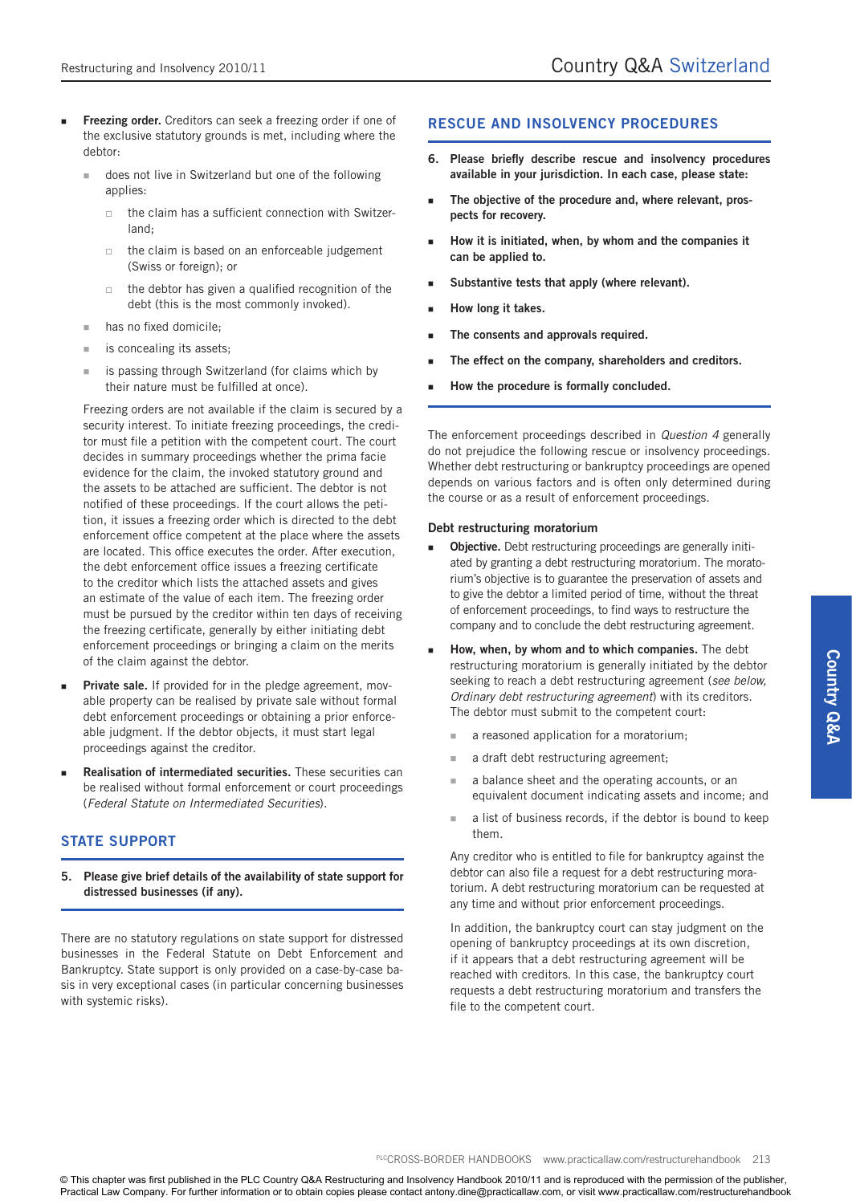- **Freezing order.** Creditors can seek a freezing order if one of the exclusive statutory grounds is met, including where the debtor:
  - does not live in Switzerland but one of the following applies:
    - the claim has a sufficient connection with Switzerland;
    - the claim is based on an enforceable judgement (Swiss or foreign); or
    - the debtor has given a qualified recognition of the debt (this is the most commonly invoked).
  - has no fixed domicile;
  - is concealing its assets;
  - is passing through Switzerland (for claims which by their nature must be fulfilled at once).

  Freezing orders are not available if the claim is secured by a security interest. To initiate freezing proceedings, the creditor must file a petition with the competent court. The court decides in summary proceedings whether the prima facie evidence for the claim, the invoked statutory ground and the assets to be attached are sufficient. The debtor is not notified of these proceedings. If the court allows the petition, it issues a freezing order which is directed to the debt enforcement office competent at the place where the assets are located. This office executes the order. After execution, the debt enforcement office issues a freezing certificate to the creditor which lists the attached assets and gives an estimate of the value of each item. The freezing order must be pursued by the creditor within ten days of receiving the freezing certificate, generally by either initiating debt enforcement proceedings or bringing a claim on the merits of the claim against the debtor.

- **Private sale.** If provided for in the pledge agreement, movable property can be realised by private sale without formal debt enforcement proceedings or obtaining a prior enforceable judgment. If the debtor objects, it must start legal proceedings against the creditor.

- **Realisation of intermediated securities.** These securities can be realised without formal enforcement or court proceedings (*Federal Statute on Intermediated Securities*).

## STATE SUPPORT

**5. Please give brief details of the availability of state support for distressed businesses (if any).**

There are no statutory regulations on state support for distressed businesses in the Federal Statute on Debt Enforcement and Bankruptcy. State support is only provided on a case-by-case basis in very exceptional cases (in particular concerning businesses with systemic risks).

## RESCUE AND INSOLVENCY PROCEDURES

**6. Please briefly describe rescue and insolvency procedures available in your jurisdiction. In each case, please state:**

- **The objective of the procedure and, where relevant, prospects for recovery.**
- **How it is initiated, when, by whom and the companies it can be applied to.**
- **Substantive tests that apply (where relevant).**
- **How long it takes.**
- **The consents and approvals required.**
- **The effect on the company, shareholders and creditors.**
- **How the procedure is formally concluded.**

The enforcement proceedings described in *Question 4* generally do not prejudice the following rescue or insolvency proceedings. Whether debt restructuring or bankruptcy proceedings are opened depends on various factors and is often only determined during the course or as a result of enforcement proceedings.

### Debt restructuring moratorium

- **Objective.** Debt restructuring proceedings are generally initiated by granting a debt restructuring moratorium. The moratorium's objective is to guarantee the preservation of assets and to give the debtor a limited period of time, without the threat of enforcement proceedings, to find ways to restructure the company and to conclude the debt restructuring agreement.

- **How, when, by whom and to which companies.** The debt restructuring moratorium is generally initiated by the debtor seeking to reach a debt restructuring agreement (*see below, Ordinary debt restructuring agreement*) with its creditors. The debtor must submit to the competent court:
  - a reasoned application for a moratorium;
  - a draft debt restructuring agreement;
  - a balance sheet and the operating accounts, or an equivalent document indicating assets and income; and
  - a list of business records, if the debtor is bound to keep them.

  Any creditor who is entitled to file for bankruptcy against the debtor can also file a request for a debt restructuring moratorium. A debt restructuring moratorium can be requested at any time and without prior enforcement proceedings.

  In addition, the bankruptcy court can stay judgment on the opening of bankruptcy proceedings at its own discretion, if it appears that a debt restructuring agreement will be reached with creditors. In this case, the bankruptcy court requests a debt restructuring moratorium and transfers the file to the competent court.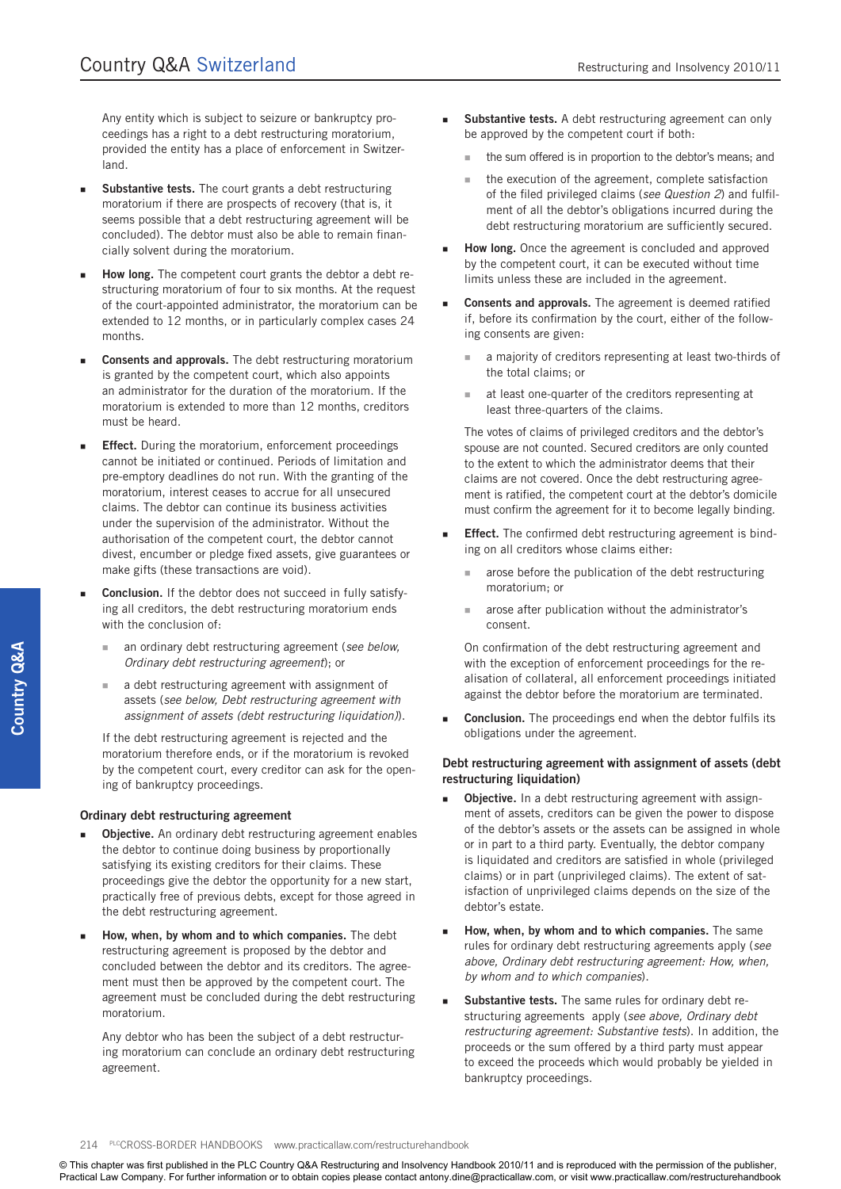Any entity which is subject to seizure or bankruptcy proceedings has a right to a debt restructuring moratorium, provided the entity has a place of enforcement in Switzerland.

- **Substantive tests.** The court grants a debt restructuring moratorium if there are prospects of recovery (that is, it seems possible that a debt restructuring agreement will be concluded). The debtor must also be able to remain financially solvent during the moratorium.
- **How long.** The competent court grants the debtor a debt restructuring moratorium of four to six months. At the request of the court-appointed administrator, the moratorium can be extended to 12 months, or in particularly complex cases 24 months.
- **Consents and approvals.** The debt restructuring moratorium is granted by the competent court, which also appoints an administrator for the duration of the moratorium. If the moratorium is extended to more than 12 months, creditors must be heard.
- **Effect.** During the moratorium, enforcement proceedings cannot be initiated or continued. Periods of limitation and pre-emptory deadlines do not run. With the granting of the moratorium, interest ceases to accrue for all unsecured claims. The debtor can continue its business activities under the supervision of the administrator. Without the authorisation of the competent court, the debtor cannot divest, encumber or pledge fixed assets, give guarantees or make gifts (these transactions are void).
- **Conclusion.** If the debtor does not succeed in fully satisfying all creditors, the debt restructuring moratorium ends with the conclusion of:
  - an ordinary debt restructuring agreement (*see below, Ordinary debt restructuring agreement*); or
  - a debt restructuring agreement with assignment of assets (*see below, Debt restructuring agreement with assignment of assets (debt restructuring liquidation)*).

  If the debt restructuring agreement is rejected and the moratorium therefore ends, or if the moratorium is revoked by the competent court, every creditor can ask for the opening of bankruptcy proceedings.

### Ordinary debt restructuring agreement

- **Objective.** An ordinary debt restructuring agreement enables the debtor to continue doing business by proportionally satisfying its existing creditors for their claims. These proceedings give the debtor the opportunity for a new start, practically free of previous debts, except for those agreed in the debt restructuring agreement.
- **How, when, by whom and to which companies.** The debt restructuring agreement is proposed by the debtor and concluded between the debtor and its creditors. The agreement must then be approved by the competent court. The agreement must be concluded during the debt restructuring moratorium.

  Any debtor who has been the subject of a debt restructuring moratorium can conclude an ordinary debt restructuring agreement.
- **Substantive tests.** A debt restructuring agreement can only be approved by the competent court if both:
  - the sum offered is in proportion to the debtor's means; and
  - the execution of the agreement, complete satisfaction of the filed privileged claims (*see Question 2*) and fulfilment of all the debtor's obligations incurred during the debt restructuring moratorium are sufficiently secured.
- **How long.** Once the agreement is concluded and approved by the competent court, it can be executed without time limits unless these are included in the agreement.
- **Consents and approvals.** The agreement is deemed ratified if, before its confirmation by the court, either of the following consents are given:
  - a majority of creditors representing at least two-thirds of the total claims; or
  - at least one-quarter of the creditors representing at least three-quarters of the claims.

  The votes of claims of privileged creditors and the debtor's spouse are not counted. Secured creditors are only counted to the extent to which the administrator deems that their claims are not covered. Once the debt restructuring agreement is ratified, the competent court at the debtor's domicile must confirm the agreement for it to become legally binding.
- **Effect.** The confirmed debt restructuring agreement is binding on all creditors whose claims either:
  - arose before the publication of the debt restructuring moratorium; or
  - arose after publication without the administrator's consent.

  On confirmation of the debt restructuring agreement and with the exception of enforcement proceedings for the realisation of collateral, all enforcement proceedings initiated against the debtor before the moratorium are terminated.
- **Conclusion.** The proceedings end when the debtor fulfils its obligations under the agreement.

### Debt restructuring agreement with assignment of assets (debt restructuring liquidation)

- **Objective.** In a debt restructuring agreement with assignment of assets, creditors can be given the power to dispose of the debtor's assets or the assets can be assigned in whole or in part to a third party. Eventually, the debtor company is liquidated and creditors are satisfied in whole (privileged claims) or in part (unprivileged claims). The extent of satisfaction of unprivileged claims depends on the size of the debtor's estate.
- **How, when, by whom and to which companies.** The same rules for ordinary debt restructuring agreements apply (*see above, Ordinary debt restructuring agreement: How, when, by whom and to which companies*).
- **Substantive tests.** The same rules for ordinary debt restructuring agreements apply (*see above, Ordinary debt restructuring agreement: Substantive tests*). In addition, the proceeds or the sum offered by a third party must appear to exceed the proceeds which would probably be yielded in bankruptcy proceedings.

© This chapter was first published in the PLC Country Q&A Restructuring and Insolvency Handbook 2010/11 and is reproduced with the permission of the publisher, Practical Law Company. For further information or to obtain copies please contact antony.dine@practicallaw.com, or visit www.practicallaw.com/restructurehandbook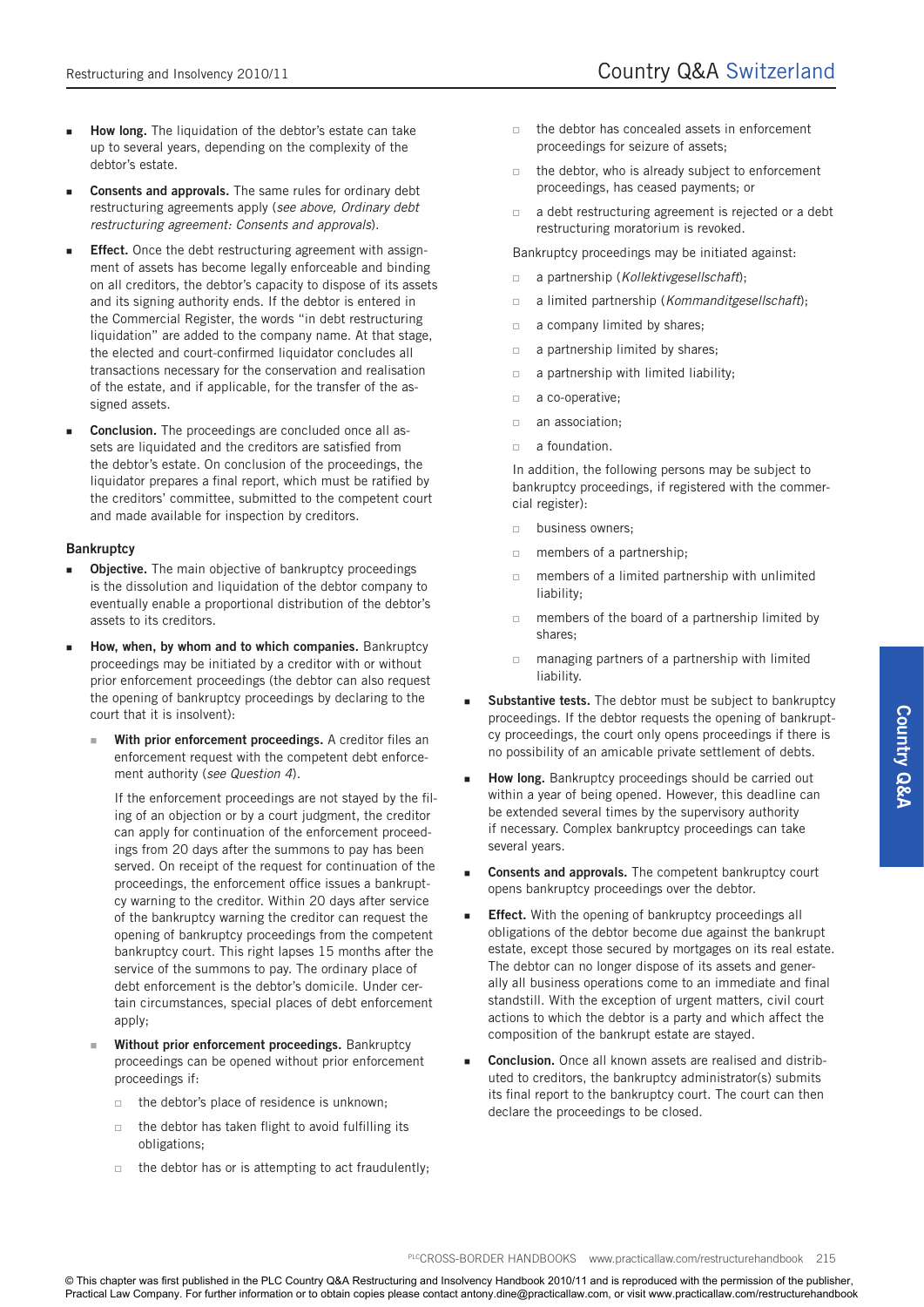- **How long.** The liquidation of the debtor's estate can take up to several years, depending on the complexity of the debtor's estate.

- **Consents and approvals.** The same rules for ordinary debt restructuring agreements apply (*see above, Ordinary debt restructuring agreement: Consents and approvals*).

- **Effect.** Once the debt restructuring agreement with assignment of assets has become legally enforceable and binding on all creditors, the debtor's capacity to dispose of its assets and its signing authority ends. If the debtor is entered in the Commercial Register, the words "in debt restructuring liquidation" are added to the company name. At that stage, the elected and court-confirmed liquidator concludes all transactions necessary for the conservation and realisation of the estate, and if applicable, for the transfer of the assigned assets.

- **Conclusion.** The proceedings are concluded once all assets are liquidated and the creditors are satisfied from the debtor's estate. On conclusion of the proceedings, the liquidator prepares a final report, which must be ratified by the creditors' committee, submitted to the competent court and made available for inspection by creditors.

### Bankruptcy

- **Objective.** The main objective of bankruptcy proceedings is the dissolution and liquidation of the debtor company to eventually enable a proportional distribution of the debtor's assets to its creditors.

- **How, when, by whom and to which companies.** Bankruptcy proceedings may be initiated by a creditor with or without prior enforcement proceedings (the debtor can also request the opening of bankruptcy proceedings by declaring to the court that it is insolvent):

  - **With prior enforcement proceedings.** A creditor files an enforcement request with the competent debt enforcement authority (*see Question 4*).

    If the enforcement proceedings are not stayed by the filing of an objection or by a court judgment, the creditor can apply for continuation of the enforcement proceedings from 20 days after the summons to pay has been served. On receipt of the request for continuation of the proceedings, the enforcement office issues a bankruptcy warning to the creditor. Within 20 days after service of the bankruptcy warning the creditor can request the opening of bankruptcy proceedings from the competent bankruptcy court. This right lapses 15 months after the service of the summons to pay. The ordinary place of debt enforcement is the debtor's domicile. Under certain circumstances, special places of debt enforcement apply;

  - **Without prior enforcement proceedings.** Bankruptcy proceedings can be opened without prior enforcement proceedings if:

    - the debtor's place of residence is unknown;
    - the debtor has taken flight to avoid fulfilling its obligations;
    - the debtor has or is attempting to act fraudulently;
    - the debtor has concealed assets in enforcement proceedings for seizure of assets;
    - the debtor, who is already subject to enforcement proceedings, has ceased payments; or
    - a debt restructuring agreement is rejected or a debt restructuring moratorium is revoked.

  Bankruptcy proceedings may be initiated against:

    - a partnership (*Kollektivgesellschaft*);
    - a limited partnership (*Kommanditgesellschaft*);
    - a company limited by shares;
    - a partnership limited by shares;
    - a partnership with limited liability;
    - a co-operative;
    - an association;
    - a foundation.

  In addition, the following persons may be subject to bankruptcy proceedings, if registered with the commercial register):

    - business owners;
    - members of a partnership;
    - members of a limited partnership with unlimited liability;
    - members of the board of a partnership limited by shares;
    - managing partners of a partnership with limited liability.

- **Substantive tests.** The debtor must be subject to bankruptcy proceedings. If the debtor requests the opening of bankruptcy proceedings, the court only opens proceedings if there is no possibility of an amicable private settlement of debts.

- **How long.** Bankruptcy proceedings should be carried out within a year of being opened. However, this deadline can be extended several times by the supervisory authority if necessary. Complex bankruptcy proceedings can take several years.

- **Consents and approvals.** The competent bankruptcy court opens bankruptcy proceedings over the debtor.

- **Effect.** With the opening of bankruptcy proceedings all obligations of the debtor become due against the bankrupt estate, except those secured by mortgages on its real estate. The debtor can no longer dispose of its assets and generally all business operations come to an immediate and final standstill. With the exception of urgent matters, civil court actions to which the debtor is a party and which affect the composition of the bankrupt estate are stayed.

- **Conclusion.** Once all known assets are realised and distributed to creditors, the bankruptcy administrator(s) submits its final report to the bankruptcy court. The court can then declare the proceedings to be closed.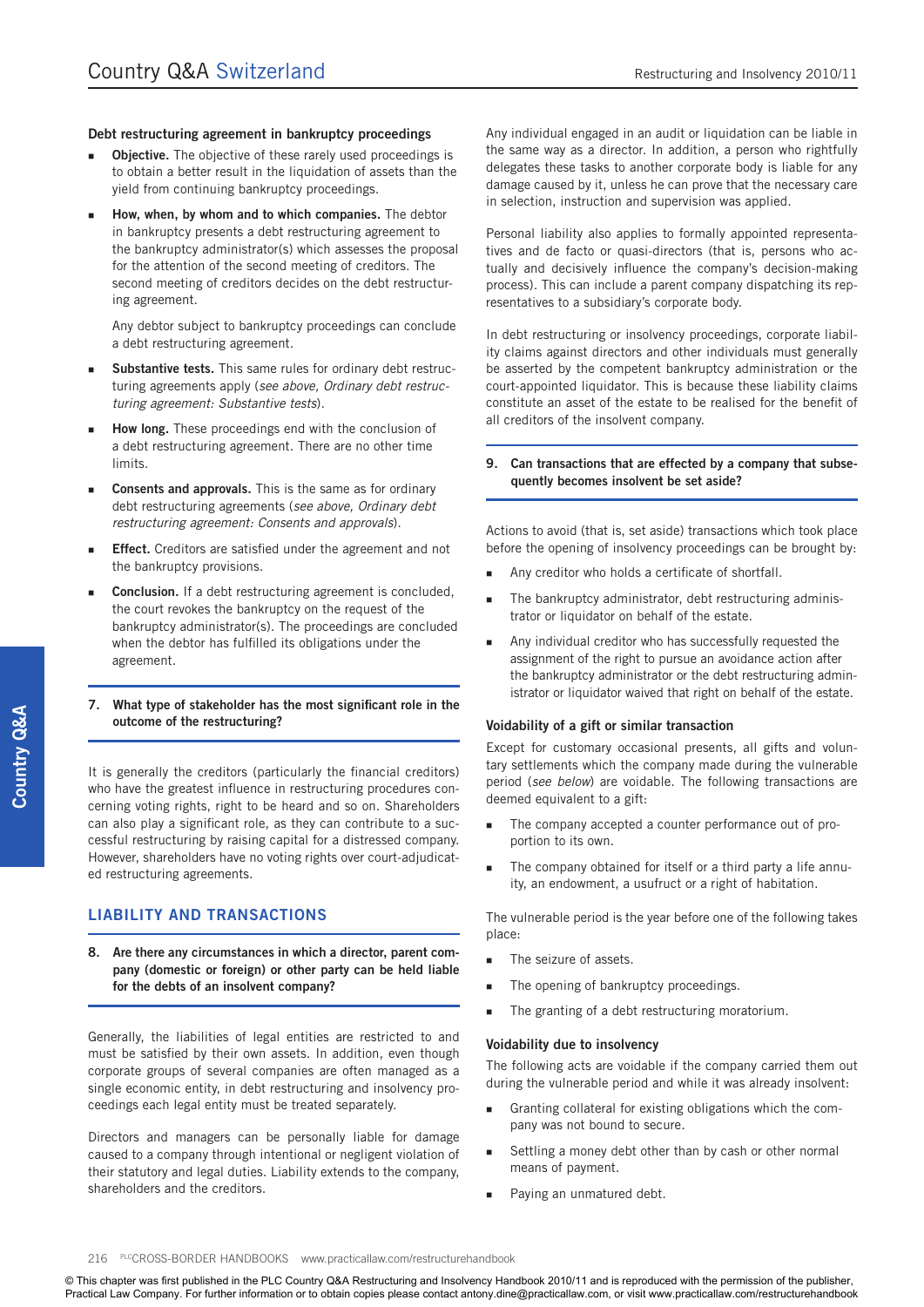### Debt restructuring agreement in bankruptcy proceedings

- **Objective.** The objective of these rarely used proceedings is to obtain a better result in the liquidation of assets than the yield from continuing bankruptcy proceedings.

- **How, when, by whom and to which companies.** The debtor in bankruptcy presents a debt restructuring agreement to the bankruptcy administrator(s) which assesses the proposal for the attention of the second meeting of creditors. The second meeting of creditors decides on the debt restructuring agreement.

  Any debtor subject to bankruptcy proceedings can conclude a debt restructuring agreement.

- **Substantive tests.** This same rules for ordinary debt restructuring agreements apply (*see above, Ordinary debt restructuring agreement: Substantive tests*).

- **How long.** These proceedings end with the conclusion of a debt restructuring agreement. There are no other time limits.

- **Consents and approvals.** This is the same as for ordinary debt restructuring agreements (*see above, Ordinary debt restructuring agreement: Consents and approvals*).

- **Effect.** Creditors are satisfied under the agreement and not the bankruptcy provisions.

- **Conclusion.** If a debt restructuring agreement is concluded, the court revokes the bankruptcy on the request of the bankruptcy administrator(s). The proceedings are concluded when the debtor has fulfilled its obligations under the agreement.

**7. What type of stakeholder has the most significant role in the outcome of the restructuring?**

It is generally the creditors (particularly the financial creditors) who have the greatest influence in restructuring procedures concerning voting rights, right to be heard and so on. Shareholders can also play a significant role, as they can contribute to a successful restructuring by raising capital for a distressed company. However, shareholders have no voting rights over court-adjudicated restructuring agreements.

## LIABILITY AND TRANSACTIONS

**8. Are there any circumstances in which a director, parent company (domestic or foreign) or other party can be held liable for the debts of an insolvent company?**

Generally, the liabilities of legal entities are restricted to and must be satisfied by their own assets. In addition, even though corporate groups of several companies are often managed as a single economic entity, in debt restructuring and insolvency proceedings each legal entity must be treated separately.

Directors and managers can be personally liable for damage caused to a company through intentional or negligent violation of their statutory and legal duties. Liability extends to the company, shareholders and the creditors.

Any individual engaged in an audit or liquidation can be liable in the same way as a director. In addition, a person who rightfully delegates these tasks to another corporate body is liable for any damage caused by it, unless he can prove that the necessary care in selection, instruction and supervision was applied.

Personal liability also applies to formally appointed representatives and de facto or quasi-directors (that is, persons who actually and decisively influence the company's decision-making process). This can include a parent company dispatching its representatives to a subsidiary's corporate body.

In debt restructuring or insolvency proceedings, corporate liability claims against directors and other individuals must generally be asserted by the competent bankruptcy administration or the court-appointed liquidator. This is because these liability claims constitute an asset of the estate to be realised for the benefit of all creditors of the insolvent company.

**9. Can transactions that are effected by a company that subsequently becomes insolvent be set aside?**

Actions to avoid (that is, set aside) transactions which took place before the opening of insolvency proceedings can be brought by:

- Any creditor who holds a certificate of shortfall.
- The bankruptcy administrator, debt restructuring administrator or liquidator on behalf of the estate.
- Any individual creditor who has successfully requested the assignment of the right to pursue an avoidance action after the bankruptcy administrator or the debt restructuring administrator or liquidator waived that right on behalf of the estate.

### Voidability of a gift or similar transaction

Except for customary occasional presents, all gifts and voluntary settlements which the company made during the vulnerable period (*see below*) are voidable. The following transactions are deemed equivalent to a gift:

- The company accepted a counter performance out of proportion to its own.
- The company obtained for itself or a third party a life annuity, an endowment, a usufruct or a right of habitation.

The vulnerable period is the year before one of the following takes place:

- The seizure of assets.
- The opening of bankruptcy proceedings.
- The granting of a debt restructuring moratorium.

### Voidability due to insolvency

The following acts are voidable if the company carried them out during the vulnerable period and while it was already insolvent:

- Granting collateral for existing obligations which the company was not bound to secure.
- Settling a money debt other than by cash or other normal means of payment.
- Paying an unmatured debt.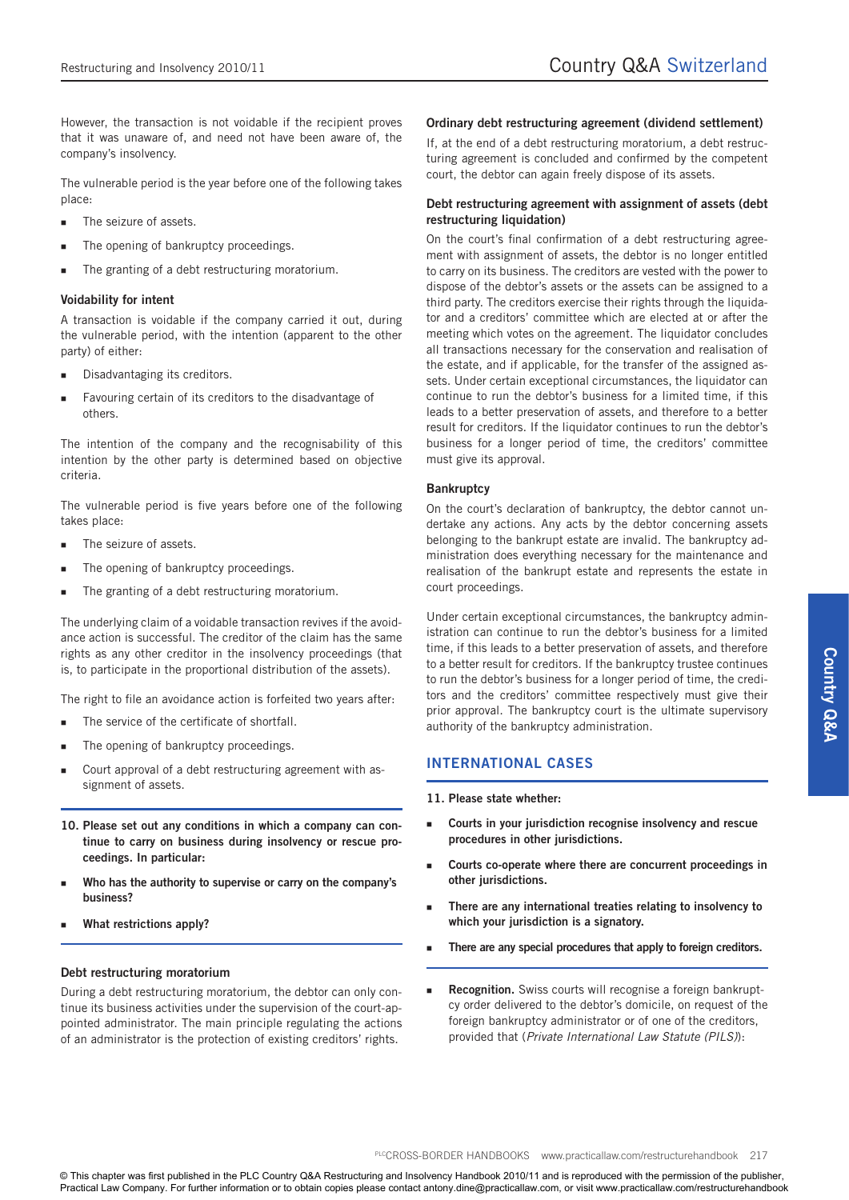However, the transaction is not voidable if the recipient proves that it was unaware of, and need not have been aware of, the company's insolvency.

The vulnerable period is the year before one of the following takes place:

- The seizure of assets.
- The opening of bankruptcy proceedings.
- The granting of a debt restructuring moratorium.

### Voidability for intent

A transaction is voidable if the company carried it out, during the vulnerable period, with the intention (apparent to the other party) of either:

- Disadvantaging its creditors.
- Favouring certain of its creditors to the disadvantage of others.

The intention of the company and the recognisability of this intention by the other party is determined based on objective criteria.

The vulnerable period is five years before one of the following takes place:

- The seizure of assets.
- The opening of bankruptcy proceedings.
- The granting of a debt restructuring moratorium.

The underlying claim of a voidable transaction revives if the avoidance action is successful. The creditor of the claim has the same rights as any other creditor in the insolvency proceedings (that is, to participate in the proportional distribution of the assets).

The right to file an avoidance action is forfeited two years after:

- The service of the certificate of shortfall.
- The opening of bankruptcy proceedings.
- Court approval of a debt restructuring agreement with assignment of assets.

**10. Please set out any conditions in which a company can continue to carry on business during insolvency or rescue proceedings. In particular:**

- **Who has the authority to supervise or carry on the company's business?**
- **What restrictions apply?**

### Debt restructuring moratorium

During a debt restructuring moratorium, the debtor can only continue its business activities under the supervision of the court-appointed administrator. The main principle regulating the actions of an administrator is the protection of existing creditors' rights.

### Ordinary debt restructuring agreement (dividend settlement)

If, at the end of a debt restructuring moratorium, a debt restructuring agreement is concluded and confirmed by the competent court, the debtor can again freely dispose of its assets.

### Debt restructuring agreement with assignment of assets (debt restructuring liquidation)

On the court's final confirmation of a debt restructuring agreement with assignment of assets, the debtor is no longer entitled to carry on its business. The creditors are vested with the power to dispose of the debtor's assets or the assets can be assigned to a third party. The creditors exercise their rights through the liquidator and a creditors' committee which are elected at or after the meeting which votes on the agreement. The liquidator concludes all transactions necessary for the conservation and realisation of the estate, and if applicable, for the transfer of the assigned assets. Under certain exceptional circumstances, the liquidator can continue to run the debtor's business for a limited time, if this leads to a better preservation of assets, and therefore to a better result for creditors. If the liquidator continues to run the debtor's business for a longer period of time, the creditors' committee must give its approval.

### Bankruptcy

On the court's declaration of bankruptcy, the debtor cannot undertake any actions. Any acts by the debtor concerning assets belonging to the bankrupt estate are invalid. The bankruptcy administration does everything necessary for the maintenance and realisation of the bankrupt estate and represents the estate in court proceedings.

Under certain exceptional circumstances, the bankruptcy administration can continue to run the debtor's business for a limited time, if this leads to a better preservation of assets, and therefore to a better result for creditors. If the bankruptcy trustee continues to run the debtor's business for a longer period of time, the creditors and the creditors' committee respectively must give their prior approval. The bankruptcy court is the ultimate supervisory authority of the bankruptcy administration.

## INTERNATIONAL CASES

**11. Please state whether:**

- **Courts in your jurisdiction recognise insolvency and rescue procedures in other jurisdictions.**
- **Courts co-operate where there are concurrent proceedings in other jurisdictions.**
- **There are any international treaties relating to insolvency to which your jurisdiction is a signatory.**
- **There are any special procedures that apply to foreign creditors.**

- **Recognition.** Swiss courts will recognise a foreign bankruptcy order delivered to the debtor's domicile, on request of the foreign bankruptcy administrator or of one of the creditors, provided that (*Private International Law Statute (PILS)*):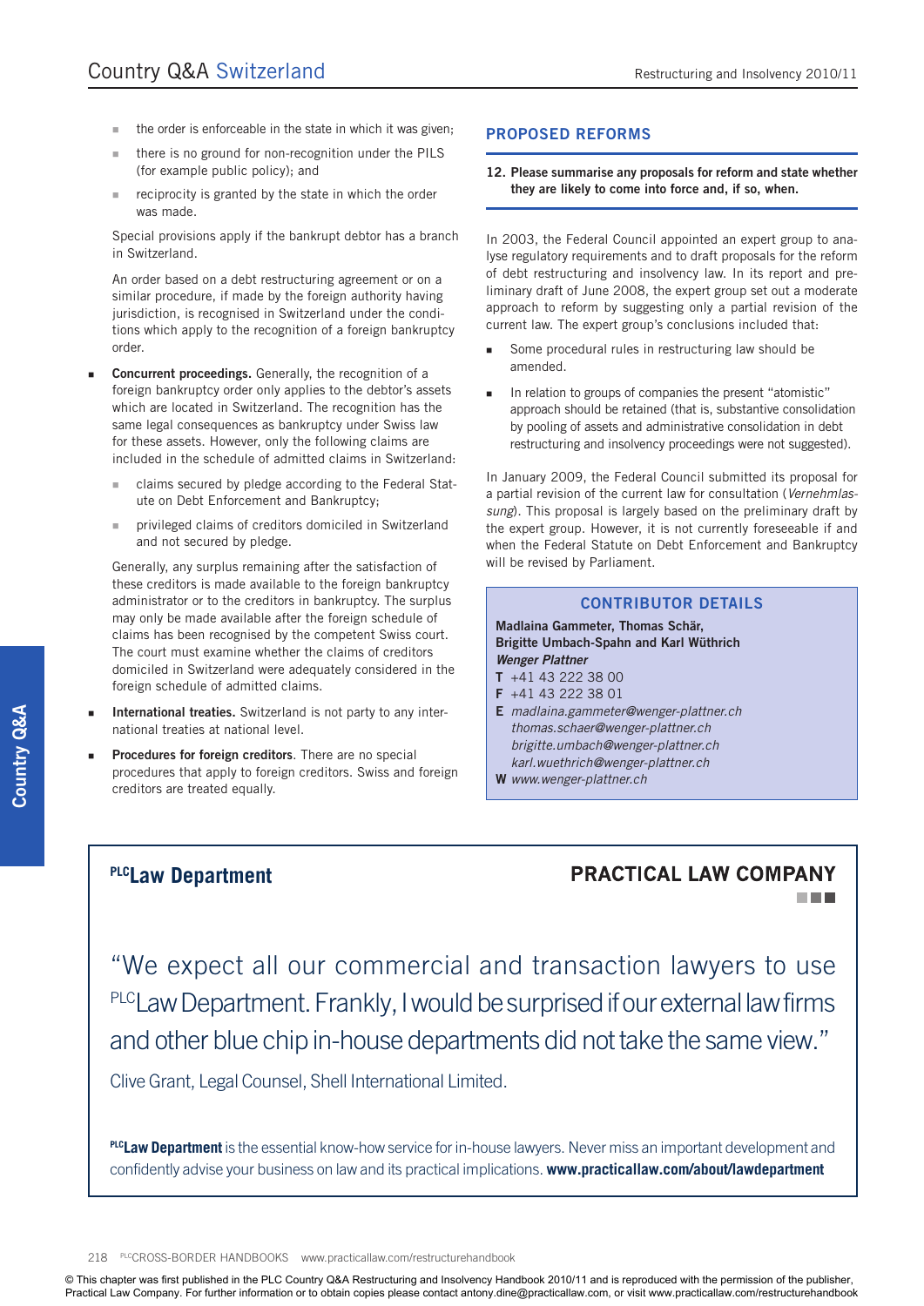- the order is enforceable in the state in which it was given;
- there is no ground for non-recognition under the PILS (for example public policy); and
- reciprocity is granted by the state in which the order was made.

Special provisions apply if the bankrupt debtor has a branch in Switzerland.

An order based on a debt restructuring agreement or on a similar procedure, if made by the foreign authority having jurisdiction, is recognised in Switzerland under the conditions which apply to the recognition of a foreign bankruptcy order.

- **Concurrent proceedings.** Generally, the recognition of a foreign bankruptcy order only applies to the debtor's assets which are located in Switzerland. The recognition has the same legal consequences as bankruptcy under Swiss law for these assets. However, only the following claims are included in the schedule of admitted claims in Switzerland:
  - claims secured by pledge according to the Federal Statute on Debt Enforcement and Bankruptcy;
  - privileged claims of creditors domiciled in Switzerland and not secured by pledge.

  Generally, any surplus remaining after the satisfaction of these creditors is made available to the foreign bankruptcy administrator or to the creditors in bankruptcy. The surplus may only be made available after the foreign schedule of claims has been recognised by the competent Swiss court. The court must examine whether the claims of creditors domiciled in Switzerland were adequately considered in the foreign schedule of admitted claims.

- **International treaties.** Switzerland is not party to any international treaties at national level.
- **Procedures for foreign creditors**. There are no special procedures that apply to foreign creditors. Swiss and foreign creditors are treated equally.

## PROPOSED REFORMS

**12. Please summarise any proposals for reform and state whether they are likely to come into force and, if so, when.**

In 2003, the Federal Council appointed an expert group to analyse regulatory requirements and to draft proposals for the reform of debt restructuring and insolvency law. In its report and preliminary draft of June 2008, the expert group set out a moderate approach to reform by suggesting only a partial revision of the current law. The expert group's conclusions included that:

- Some procedural rules in restructuring law should be amended.
- In relation to groups of companies the present "atomistic" approach should be retained (that is, substantive consolidation by pooling of assets and administrative consolidation in debt restructuring and insolvency proceedings were not suggested).

In January 2009, the Federal Council submitted its proposal for a partial revision of the current law for consultation (*Vernehmlassung*). This proposal is largely based on the preliminary draft by the expert group. However, it is not currently foreseeable if and when the Federal Statute on Debt Enforcement and Bankruptcy will be revised by Parliament.

### CONTRIBUTOR DETAILS

**Madlaina Gammeter, Thomas Schär, Brigitte Umbach-Spahn and Karl Wüthrich**
***Wenger Plattner***
**T** +41 43 222 38 00
**F** +41 43 222 38 01
**E** *madlaina.gammeter@wenger-plattner.ch*
*thomas.schaer@wenger-plattner.ch*
*brigitte.umbach@wenger-plattner.ch*
*karl.wuethrich@wenger-plattner.ch*
**W** *www.wenger-plattner.ch*

---

**PLC Law Department** — **PRACTICAL LAW COMPANY**

"We expect all our commercial and transaction lawyers to use PLC Law Department. Frankly, I would be surprised if our external law firms and other blue chip in-house departments did not take the same view."

Clive Grant, Legal Counsel, Shell International Limited.

**PLC Law Department** is the essential know-how service for in-house lawyers. Never miss an important development and confidently advise your business on law and its practical implications. **www.practicallaw.com/about/lawdepartment**

---

© This chapter was first published in the PLC Country Q&A Restructuring and Insolvency Handbook 2010/11 and is reproduced with the permission of the publisher, Practical Law Company. For further information or to obtain copies please contact antony.dine@practicallaw.com, or visit www.practicallaw.com/restructurehandbook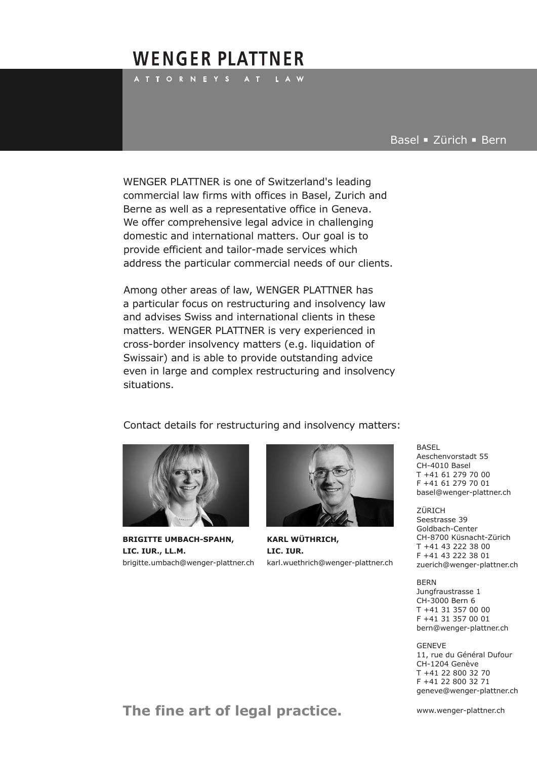# WENGER PLATTNER

ATTORNEYS AT LAW

Basel ▪ Zürich ▪ Bern

WENGER PLATTNER is one of Switzerland's leading commercial law firms with offices in Basel, Zurich and Berne as well as a representative office in Geneva. We offer comprehensive legal advice in challenging domestic and international matters. Our goal is to provide efficient and tailor-made services which address the particular commercial needs of our clients.

Among other areas of law, WENGER PLATTNER has a particular focus on restructuring and insolvency law and advises Swiss and international clients in these matters. WENGER PLATTNER is very experienced in cross-border insolvency matters (e.g. liquidation of Swissair) and is able to provide outstanding advice even in large and complex restructuring and insolvency situations.

Contact details for restructuring and insolvency matters:

**BRIGITTE UMBACH-SPAHN, LIC. IUR., LL.M.**
brigitte.umbach@wenger-plattner.ch

**KARL WÜTHRICH, LIC. IUR.**
karl.wuethrich@wenger-plattner.ch

BASEL
Aeschenvorstadt 55
CH-4010 Basel
T +41 61 279 70 00
F +41 61 279 70 01
basel@wenger-plattner.ch

ZÜRICH
Seestrasse 39
Goldbach-Center
CH-8700 Küsnacht-Zürich
T +41 43 222 38 00
F +41 43 222 38 01
zuerich@wenger-plattner.ch

BERN
Jungfraustrasse 1
CH-3000 Bern 6
T +41 31 357 00 00
F +41 31 357 00 01
bern@wenger-plattner.ch

GENEVE
11, rue du Général Dufour
CH-1204 Genève
T +41 22 800 32 70
F +41 22 800 32 71
geneve@wenger-plattner.ch

www.wenger-plattner.ch

**The fine art of legal practice.**